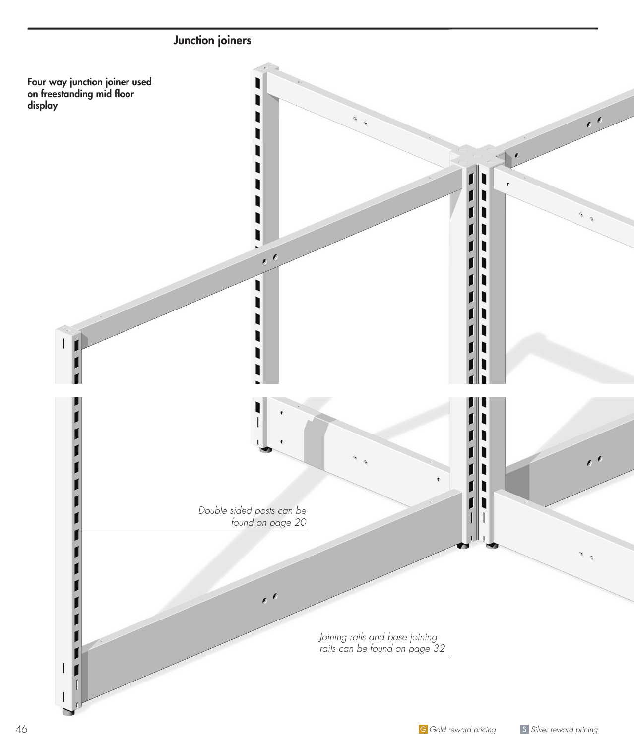## Junction joiners

**Four way junction joiner used on freestanding mid floor display**

*Double sided posts can be found on page 20*

*Joining rails and base joining rails can be found on page 32*

G *Gold reward pricing* S *Silver reward pricing*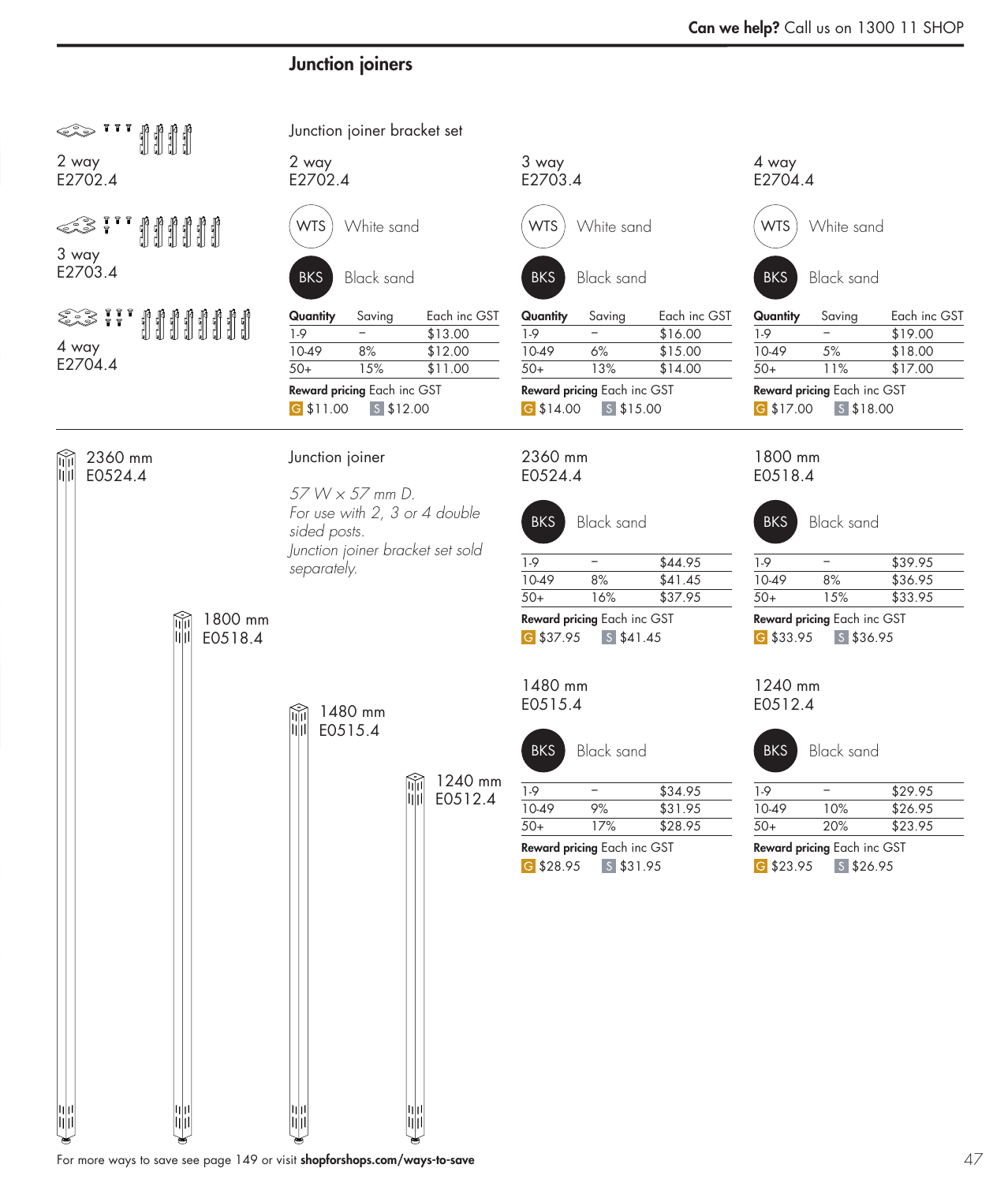## Junction joiners

2 way
E2702.4

3 way
E2703.4

4 way
E2704.4

### Junction joiner bracket set

**2 way**
E2702.4

WTS White sand

BKS Black sand

| Quantity | Saving | Each inc GST |
|---|---|---|
| 1-9 | – | $13.00 |
| 10-49 | 8% | $12.00 |
| 50+ | 15% | $11.00 |

**Reward pricing** Each inc GST
G $11.00 S $12.00

**3 way**
E2703.4

WTS White sand

BKS Black sand

| Quantity | Saving | Each inc GST |
|---|---|---|
| 1-9 | – | $16.00 |
| 10-49 | 6% | $15.00 |
| 50+ | 13% | $14.00 |

**Reward pricing** Each inc GST
G $14.00 S $15.00

**4 way**
E2704.4

WTS White sand

BKS Black sand

| Quantity | Saving | Each inc GST |
|---|---|---|
| 1-9 | – | $19.00 |
| 10-49 | 5% | $18.00 |
| 50+ | 11% | $17.00 |

**Reward pricing** Each inc GST
G $17.00 S $18.00

2360 mm
E0524.4

1800 mm
E0518.4

1480 mm
E0515.4

1240 mm
E0512.4

### Junction joiner

*57 W x 57 mm D.*
*For use with 2, 3 or 4 double sided posts.*
*Junction joiner bracket set sold separately.*

**2360 mm**
E0524.4

BKS Black sand

| | | |
|---|---|---|
| 1-9 | – | $44.95 |
| 10-49 | 8% | $41.45 |
| 50+ | 16% | $37.95 |

**Reward pricing** Each inc GST
G $37.95 S $41.45

**1800 mm**
E0518.4

BKS Black sand

| | | |
|---|---|---|
| 1-9 | – | $39.95 |
| 10-49 | 8% | $36.95 |
| 50+ | 15% | $33.95 |

**Reward pricing** Each inc GST
G $33.95 S $36.95

**1480 mm**
E0515.4

BKS Black sand

| | | |
|---|---|---|
| 1-9 | – | $34.95 |
| 10-49 | 9% | $31.95 |
| 50+ | 17% | $28.95 |

**Reward pricing** Each inc GST
G $28.95 S $31.95

**1240 mm**
E0512.4

BKS Black sand

| | | |
|---|---|---|
| 1-9 | – | $29.95 |
| 10-49 | 10% | $26.95 |
| 50+ | 20% | $23.95 |

**Reward pricing** Each inc GST
G $23.95 S $26.95

For more ways to save see page 149 or visit **shopforshops.com/ways-to-save**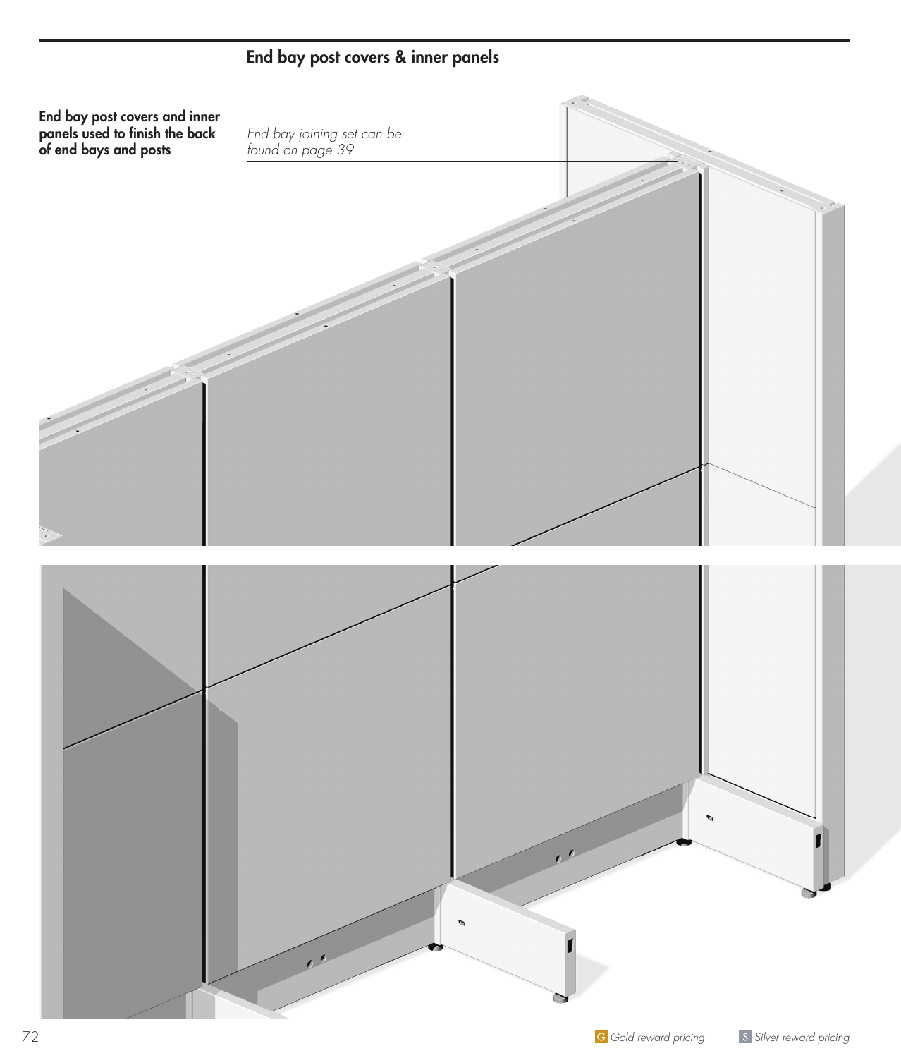## End bay post covers & inner panels

**End bay post covers and inner panels used to finish the back of end bays and posts**

*End bay joining set can be found on page 39*

G *Gold reward pricing* S *Silver reward pricing*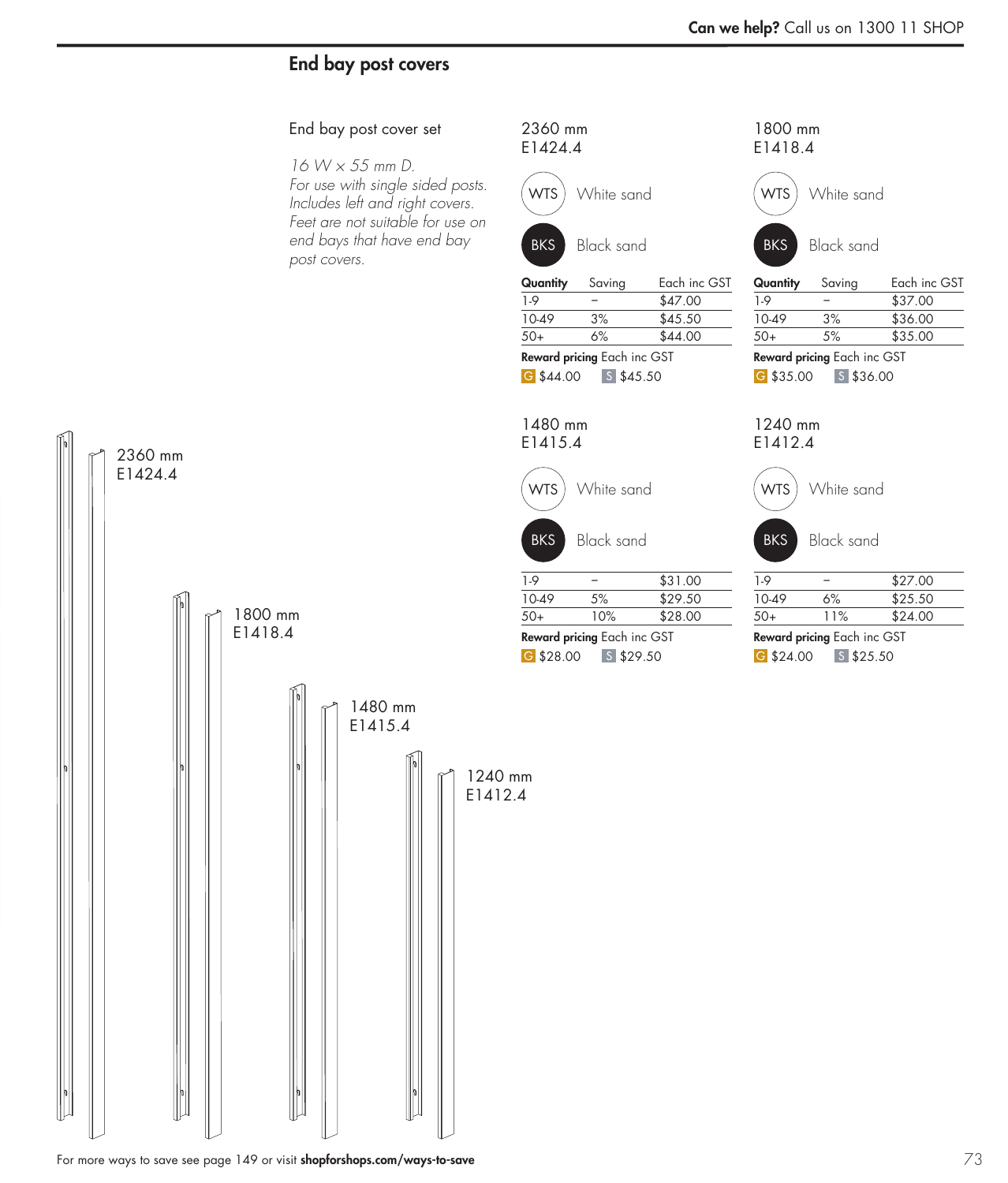## End bay post covers

End bay post cover set

*16 W x 55 mm D.*
*For use with single sided posts. Includes left and right covers. Feet are not suitable for use on end bays that have end bay post covers.*

### 2360 mm
E1424.4

WTS White sand

BKS Black sand

| Quantity | Saving | Each inc GST |
|---|---|---|
| 1-9 | – | $47.00 |
| 10-49 | 3% | $45.50 |
| 50+ | 6% | $44.00 |

**Reward pricing** Each inc GST
G $44.00 S $45.50

### 1800 mm
E1418.4

WTS White sand

BKS Black sand

| Quantity | Saving | Each inc GST |
|---|---|---|
| 1-9 | – | $37.00 |
| 10-49 | 3% | $36.00 |
| 50+ | 5% | $35.00 |

**Reward pricing** Each inc GST
G $35.00 S $36.00

### 1480 mm
E1415.4

WTS White sand

BKS Black sand

| | | |
|---|---|---|
| 1-9 | – | $31.00 |
| 10-49 | 5% | $29.50 |
| 50+ | 10% | $28.00 |

**Reward pricing** Each inc GST
G $28.00 S $29.50

### 1240 mm
E1412.4

WTS White sand

BKS Black sand

| | | |
|---|---|---|
| 1-9 | – | $27.00 |
| 10-49 | 6% | $25.50 |
| 50+ | 11% | $24.00 |

**Reward pricing** Each inc GST
G $24.00 S $25.50

2360 mm
E1424.4

1800 mm
E1418.4

1480 mm
E1415.4

1240 mm
E1412.4

For more ways to save see page 149 or visit **shopforshops.com/ways-to-save**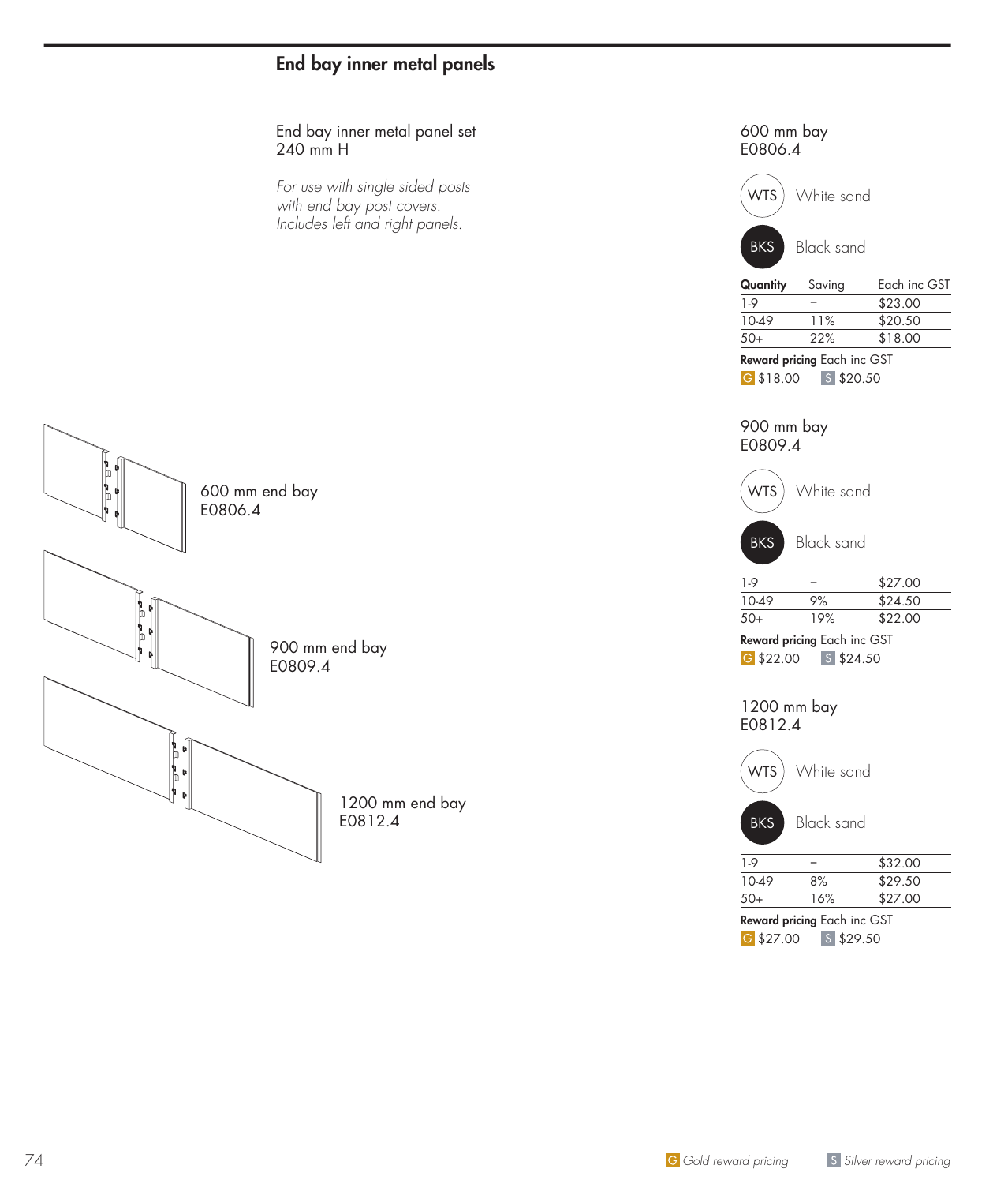## End bay inner metal panels

End bay inner metal panel set
240 mm H

*For use with single sided posts with end bay post covers. Includes left and right panels.*

600 mm end bay
E0806.4

900 mm end bay
E0809.4

1200 mm end bay
E0812.4

600 mm bay
E0806.4

WTS White sand

BKS Black sand

| Quantity | Saving | Each inc GST |
|---|---|---|
| 1-9 | – | $23.00 |
| 10-49 | 11% | $20.50 |
| 50+ | 22% | $18.00 |

**Reward pricing** Each inc GST
G $18.00 S $20.50

900 mm bay
E0809.4

WTS White sand

BKS Black sand

| | | |
|---|---|---|
| 1-9 | – | $27.00 |
| 10-49 | 9% | $24.50 |
| 50+ | 19% | $22.00 |

**Reward pricing** Each inc GST
G $22.00 S $24.50

1200 mm bay
E0812.4

WTS White sand

BKS Black sand

| | | |
|---|---|---|
| 1-9 | – | $32.00 |
| 10-49 | 8% | $29.50 |
| 50+ | 16% | $27.00 |

**Reward pricing** Each inc GST
G $27.00 S $29.50

G *Gold reward pricing* S *Silver reward pricing*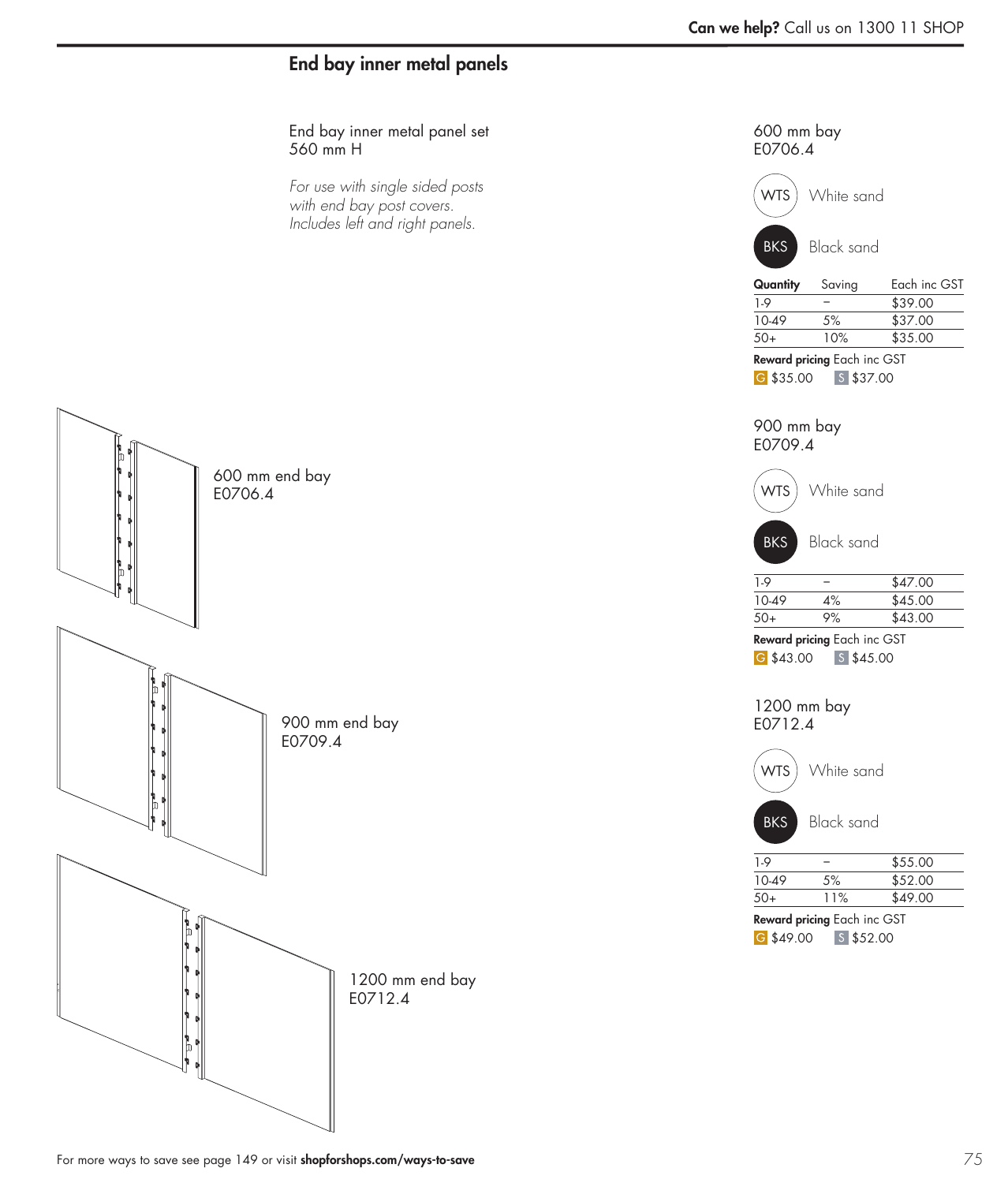## End bay inner metal panels

End bay inner metal panel set
560 mm H

*For use with single sided posts with end bay post covers. Includes left and right panels.*

600 mm end bay
E0706.4

900 mm end bay
E0709.4

1200 mm end bay
E0712.4

### 600 mm bay
E0706.4

WTS White sand

BKS Black sand

| Quantity | Saving | Each inc GST |
|---|---|---|
| 1-9 | – | $39.00 |
| 10-49 | 5% | $37.00 |
| 50+ | 10% | $35.00 |

**Reward pricing** Each inc GST
G $35.00 S $37.00

### 900 mm bay
E0709.4

WTS White sand

BKS Black sand

| Quantity | Saving | Each inc GST |
|---|---|---|
| 1-9 | – | $47.00 |
| 10-49 | 4% | $45.00 |
| 50+ | 9% | $43.00 |

**Reward pricing** Each inc GST
G $43.00 S $45.00

### 1200 mm bay
E0712.4

WTS White sand

BKS Black sand

| Quantity | Saving | Each inc GST |
|---|---|---|
| 1-9 | – | $55.00 |
| 10-49 | 5% | $52.00 |
| 50+ | 11% | $49.00 |

**Reward pricing** Each inc GST
G $49.00 S $52.00

For more ways to save see page 149 or visit **shopforshops.com/ways-to-save**